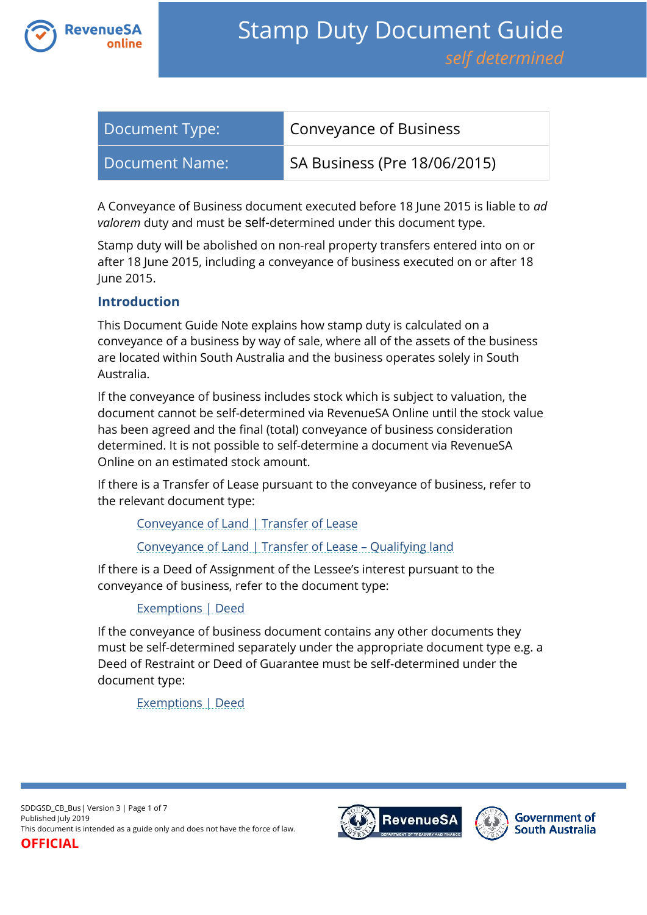# Stamp Duty Document Guide

*self determined*

| Document Type: | Conveyance of Business |
| --- | --- |
| Document Name: | SA Business (Pre 18/06/2015) |

A Conveyance of Business document executed before 18 June 2015 is liable to *ad valorem* duty and must be self-determined under this document type.

Stamp duty will be abolished on non-real property transfers entered into on or after 18 June 2015, including a conveyance of business executed on or after 18 June 2015.

## Introduction

This Document Guide Note explains how stamp duty is calculated on a conveyance of a business by way of sale, where all of the assets of the business are located within South Australia and the business operates solely in South Australia.

If the conveyance of business includes stock which is subject to valuation, the document cannot be self-determined via RevenueSA Online until the stock value has been agreed and the final (total) conveyance of business consideration determined. It is not possible to self-determine a document via RevenueSA Online on an estimated stock amount.

If there is a Transfer of Lease pursuant to the conveyance of business, refer to the relevant document type:

Conveyance of Land | Transfer of Lease

Conveyance of Land | Transfer of Lease – Qualifying land

If there is a Deed of Assignment of the Lessee's interest pursuant to the conveyance of business, refer to the document type:

Exemptions | Deed

If the conveyance of business document contains any other documents they must be self-determined separately under the appropriate document type e.g. a Deed of Restraint or Deed of Guarantee must be self-determined under the document type:

Exemptions | Deed

SDDGSD_CB_Bus| Version 3
Published July 2019
This document is intended as a guide only and does not have the force of law.
**OFFICIAL**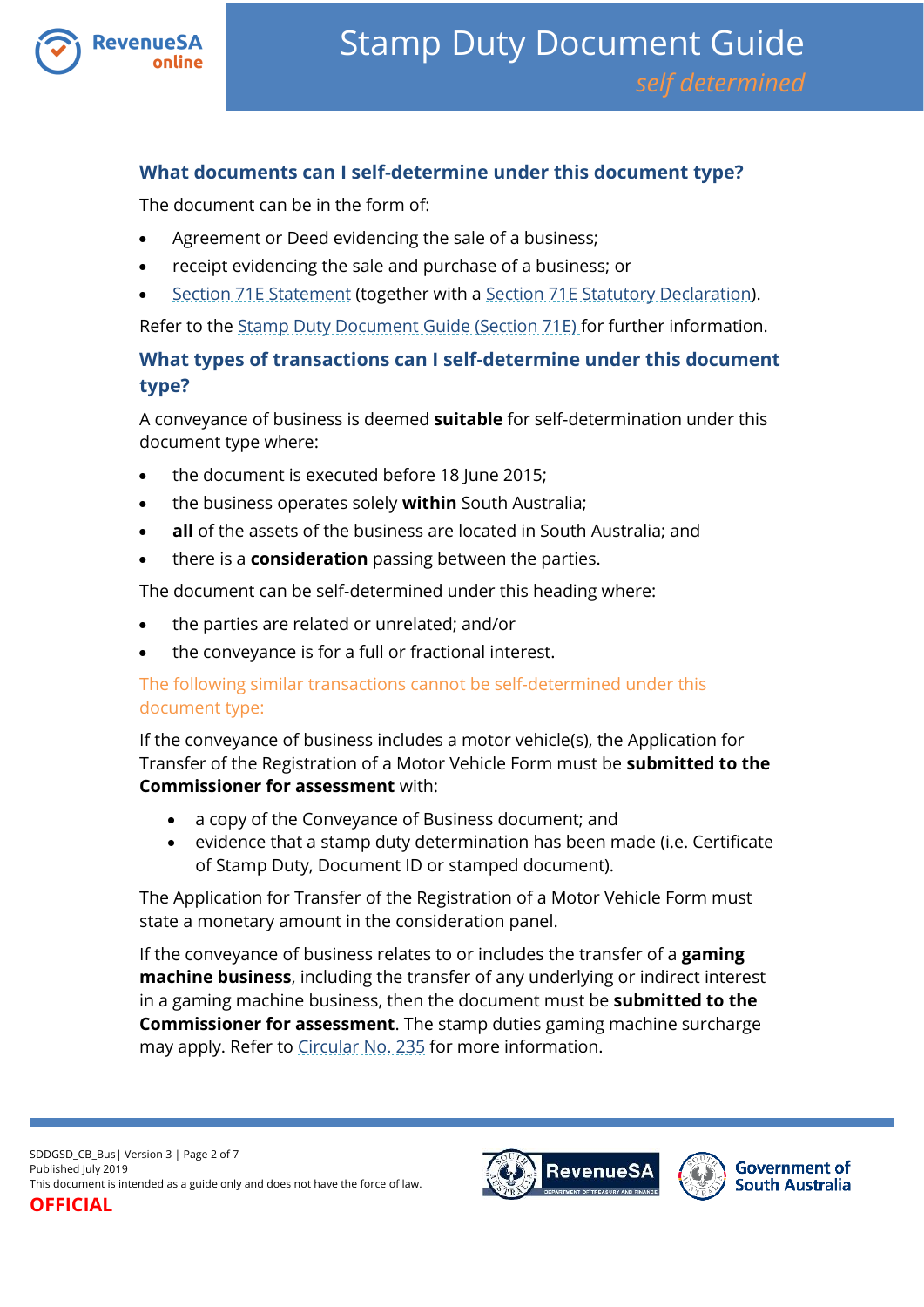## What documents can I self-determine under this document type?

The document can be in the form of:

- Agreement or Deed evidencing the sale of a business;
- receipt evidencing the sale and purchase of a business; or
- Section 71E Statement (together with a Section 71E Statutory Declaration).

Refer to the Stamp Duty Document Guide (Section 71E) for further information.

## What types of transactions can I self-determine under this document type?

A conveyance of business is deemed **suitable** for self-determination under this document type where:

- the document is executed before 18 June 2015;
- the business operates solely **within** South Australia;
- **all** of the assets of the business are located in South Australia; and
- there is a **consideration** passing between the parties.

The document can be self-determined under this heading where:

- the parties are related or unrelated; and/or
- the conveyance is for a full or fractional interest.

### The following similar transactions cannot be self-determined under this document type:

If the conveyance of business includes a motor vehicle(s), the Application for Transfer of the Registration of a Motor Vehicle Form must be **submitted to the Commissioner for assessment** with:

- a copy of the Conveyance of Business document; and
- evidence that a stamp duty determination has been made (i.e. Certificate of Stamp Duty, Document ID or stamped document).

The Application for Transfer of the Registration of a Motor Vehicle Form must state a monetary amount in the consideration panel.

If the conveyance of business relates to or includes the transfer of a **gaming machine business**, including the transfer of any underlying or indirect interest in a gaming machine business, then the document must be **submitted to the Commissioner for assessment**. The stamp duties gaming machine surcharge may apply. Refer to Circular No. 235 for more information.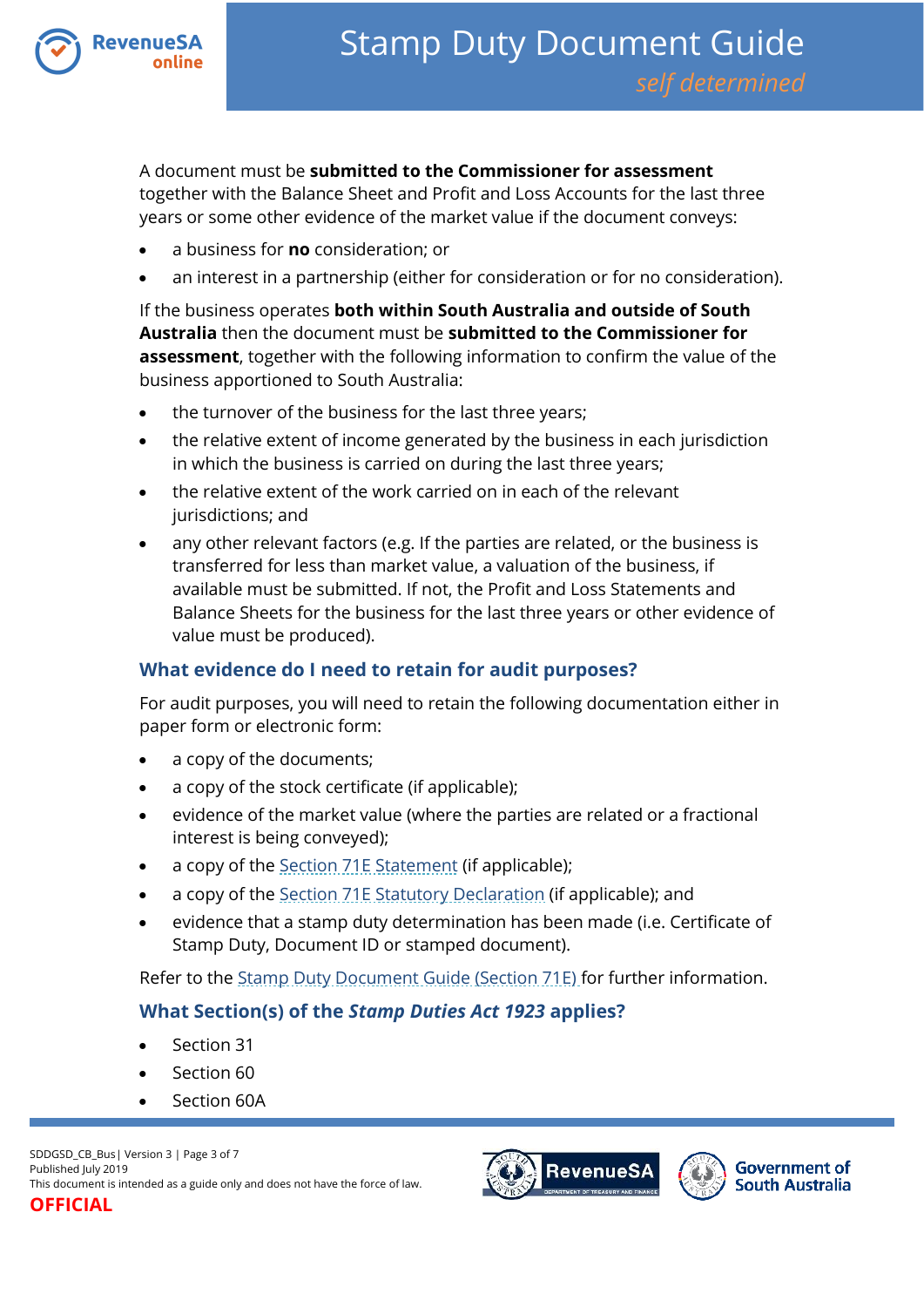A document must be **submitted to the Commissioner for assessment** together with the Balance Sheet and Profit and Loss Accounts for the last three years or some other evidence of the market value if the document conveys:

- a business for **no** consideration; or
- an interest in a partnership (either for consideration or for no consideration).

If the business operates **both within South Australia and outside of South Australia** then the document must be **submitted to the Commissioner for assessment**, together with the following information to confirm the value of the business apportioned to South Australia:

- the turnover of the business for the last three years;
- the relative extent of income generated by the business in each jurisdiction in which the business is carried on during the last three years;
- the relative extent of the work carried on in each of the relevant jurisdictions; and
- any other relevant factors (e.g. If the parties are related, or the business is transferred for less than market value, a valuation of the business, if available must be submitted. If not, the Profit and Loss Statements and Balance Sheets for the business for the last three years or other evidence of value must be produced).

## What evidence do I need to retain for audit purposes?

For audit purposes, you will need to retain the following documentation either in paper form or electronic form:

- a copy of the documents;
- a copy of the stock certificate (if applicable);
- evidence of the market value (where the parties are related or a fractional interest is being conveyed);
- a copy of the Section 71E Statement (if applicable);
- a copy of the Section 71E Statutory Declaration (if applicable); and
- evidence that a stamp duty determination has been made (i.e. Certificate of Stamp Duty, Document ID or stamped document).

Refer to the Stamp Duty Document Guide (Section 71E) for further information.

## What Section(s) of the *Stamp Duties Act 1923* applies?

- Section 31
- Section 60
- Section 60A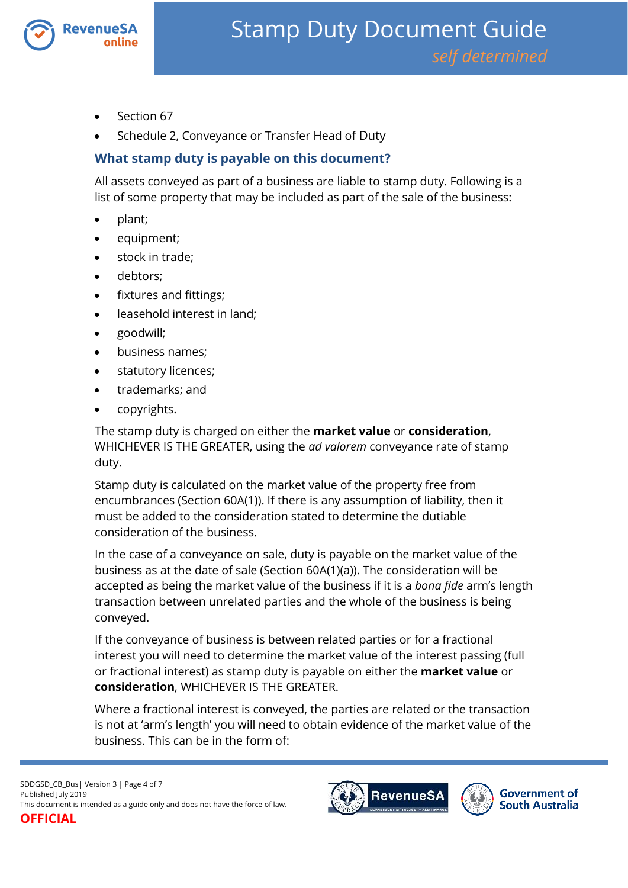- Section 67
- Schedule 2, Conveyance or Transfer Head of Duty

### What stamp duty is payable on this document?

All assets conveyed as part of a business are liable to stamp duty. Following is a list of some property that may be included as part of the sale of the business:

- plant;
- equipment;
- stock in trade;
- debtors;
- fixtures and fittings;
- leasehold interest in land;
- goodwill;
- business names;
- statutory licences;
- trademarks; and
- copyrights.

The stamp duty is charged on either the **market value** or **consideration**, WHICHEVER IS THE GREATER, using the *ad valorem* conveyance rate of stamp duty.

Stamp duty is calculated on the market value of the property free from encumbrances (Section 60A(1)). If there is any assumption of liability, then it must be added to the consideration stated to determine the dutiable consideration of the business.

In the case of a conveyance on sale, duty is payable on the market value of the business as at the date of sale (Section 60A(1)(a)). The consideration will be accepted as being the market value of the business if it is a *bona fide* arm's length transaction between unrelated parties and the whole of the business is being conveyed.

If the conveyance of business is between related parties or for a fractional interest you will need to determine the market value of the interest passing (full or fractional interest) as stamp duty is payable on either the **market value** or **consideration**, WHICHEVER IS THE GREATER.

Where a fractional interest is conveyed, the parties are related or the transaction is not at 'arm's length' you will need to obtain evidence of the market value of the business. This can be in the form of: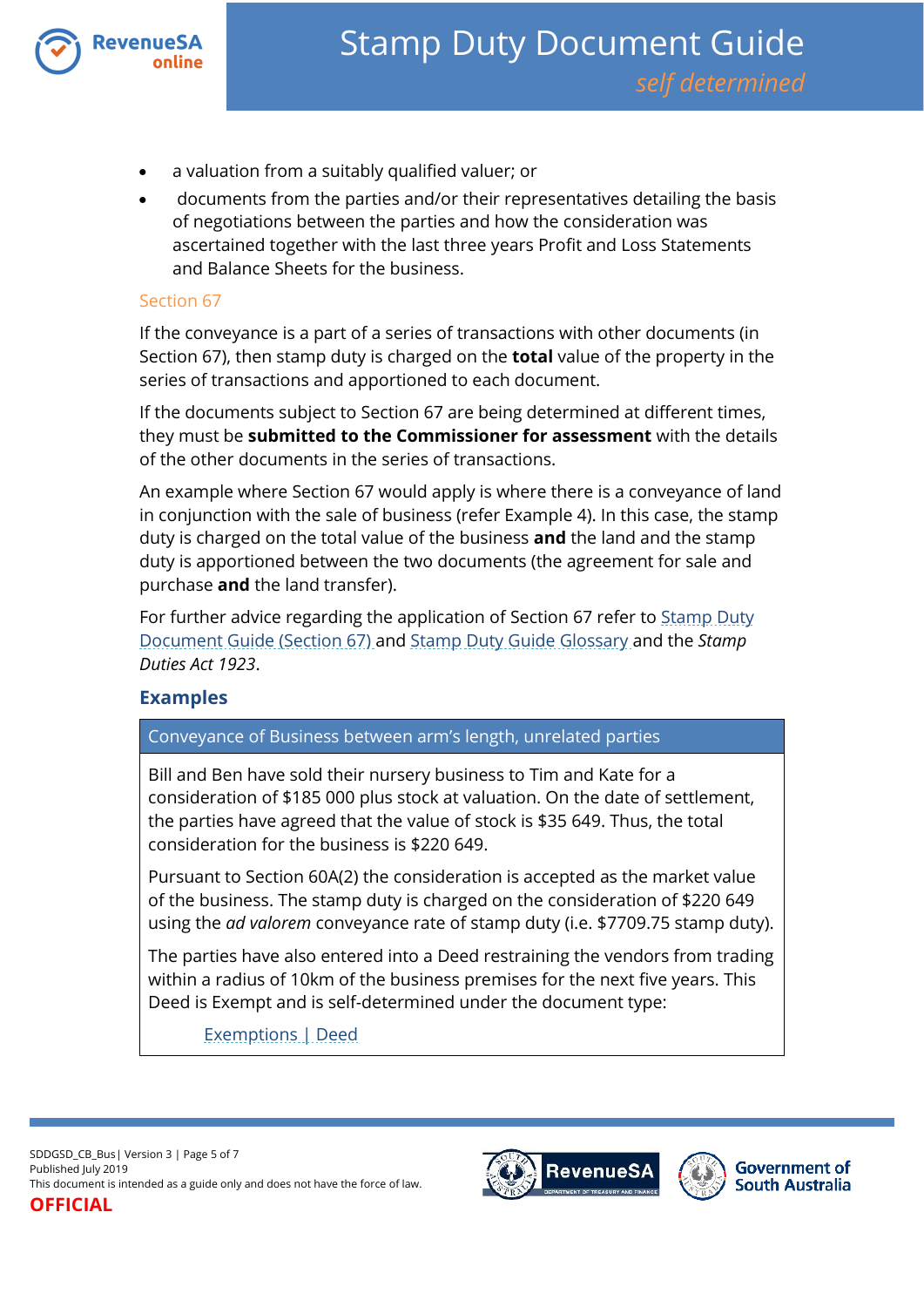- a valuation from a suitably qualified valuer; or
- documents from the parties and/or their representatives detailing the basis of negotiations between the parties and how the consideration was ascertained together with the last three years Profit and Loss Statements and Balance Sheets for the business.

### Section 67

If the conveyance is a part of a series of transactions with other documents (in Section 67), then stamp duty is charged on the **total** value of the property in the series of transactions and apportioned to each document.

If the documents subject to Section 67 are being determined at different times, they must be **submitted to the Commissioner for assessment** with the details of the other documents in the series of transactions.

An example where Section 67 would apply is where there is a conveyance of land in conjunction with the sale of business (refer Example 4). In this case, the stamp duty is charged on the total value of the business **and** the land and the stamp duty is apportioned between the two documents (the agreement for sale and purchase **and** the land transfer).

For further advice regarding the application of Section 67 refer to Stamp Duty Document Guide (Section 67) and Stamp Duty Guide Glossary and the *Stamp Duties Act 1923*.

## Examples

| Conveyance of Business between arm's length, unrelated parties |
| --- |
| Bill and Ben have sold their nursery business to Tim and Kate for a consideration of $185 000 plus stock at valuation. On the date of settlement, the parties have agreed that the value of stock is $35 649. Thus, the total consideration for the business is $220 649.<br><br>Pursuant to Section 60A(2) the consideration is accepted as the market value of the business. The stamp duty is charged on the consideration of $220 649 using the *ad valorem* conveyance rate of stamp duty (i.e. $7709.75 stamp duty).<br><br>The parties have also entered into a Deed restraining the vendors from trading within a radius of 10km of the business premises for the next five years. This Deed is Exempt and is self-determined under the document type:<br><br>Exemptions \| Deed |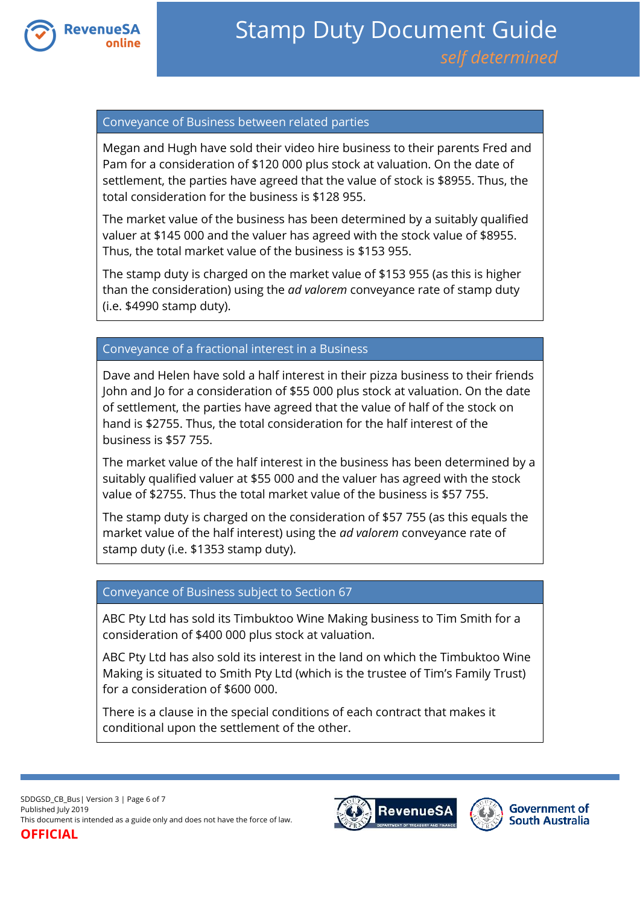## Conveyance of Business between related parties

Megan and Hugh have sold their video hire business to their parents Fred and Pam for a consideration of $120 000 plus stock at valuation. On the date of settlement, the parties have agreed that the value of stock is $8955. Thus, the total consideration for the business is $128 955.

The market value of the business has been determined by a suitably qualified valuer at $145 000 and the valuer has agreed with the stock value of $8955. Thus, the total market value of the business is $153 955.

The stamp duty is charged on the market value of $153 955 (as this is higher than the consideration) using the *ad valorem* conveyance rate of stamp duty (i.e. $4990 stamp duty).

## Conveyance of a fractional interest in a Business

Dave and Helen have sold a half interest in their pizza business to their friends John and Jo for a consideration of $55 000 plus stock at valuation. On the date of settlement, the parties have agreed that the value of half of the stock on hand is $2755. Thus, the total consideration for the half interest of the business is $57 755.

The market value of the half interest in the business has been determined by a suitably qualified valuer at $55 000 and the valuer has agreed with the stock value of $2755. Thus the total market value of the business is $57 755.

The stamp duty is charged on the consideration of $57 755 (as this equals the market value of the half interest) using the *ad valorem* conveyance rate of stamp duty (i.e. $1353 stamp duty).

## Conveyance of Business subject to Section 67

ABC Pty Ltd has sold its Timbuktoo Wine Making business to Tim Smith for a consideration of $400 000 plus stock at valuation.

ABC Pty Ltd has also sold its interest in the land on which the Timbuktoo Wine Making is situated to Smith Pty Ltd (which is the trustee of Tim's Family Trust) for a consideration of $600 000.

There is a clause in the special conditions of each contract that makes it conditional upon the settlement of the other.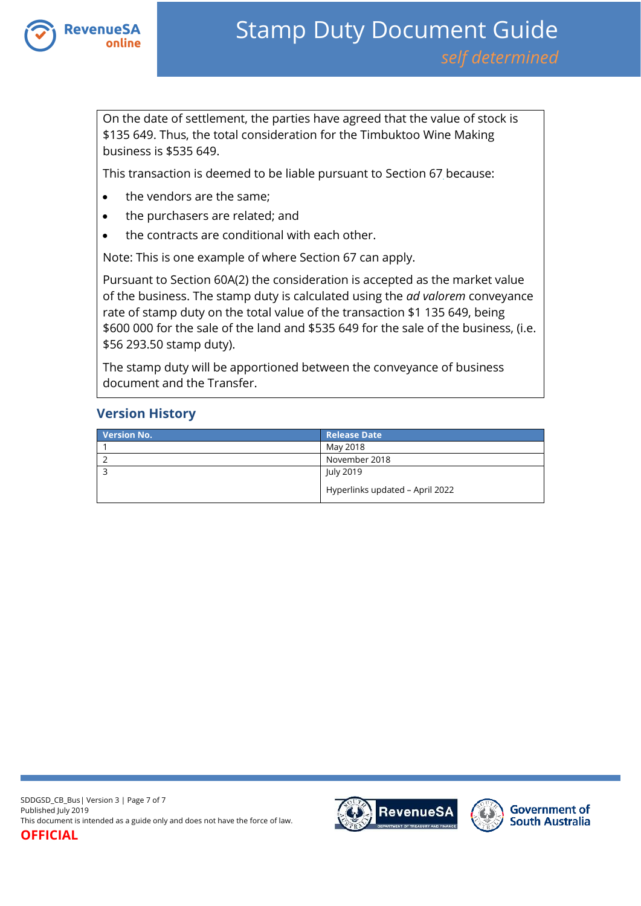On the date of settlement, the parties have agreed that the value of stock is $135 649. Thus, the total consideration for the Timbuktoo Wine Making business is $535 649.

This transaction is deemed to be liable pursuant to Section 67 because:

- the vendors are the same;
- the purchasers are related; and
- the contracts are conditional with each other.

Note: This is one example of where Section 67 can apply.

Pursuant to Section 60A(2) the consideration is accepted as the market value of the business. The stamp duty is calculated using the *ad valorem* conveyance rate of stamp duty on the total value of the transaction $1 135 649, being $600 000 for the sale of the land and $535 649 for the sale of the business, (i.e. $56 293.50 stamp duty).

The stamp duty will be apportioned between the conveyance of business document and the Transfer.

## Version History

| Version No. | Release Date |
|---|---|
| 1 | May 2018 |
| 2 | November 2018 |
| 3 | July 2019<br><br>Hyperlinks updated – April 2022 |

SDDGSD_CB_Bus | Version 3
Published July 2019
This document is intended as a guide only and does not have the force of law.
OFFICIAL